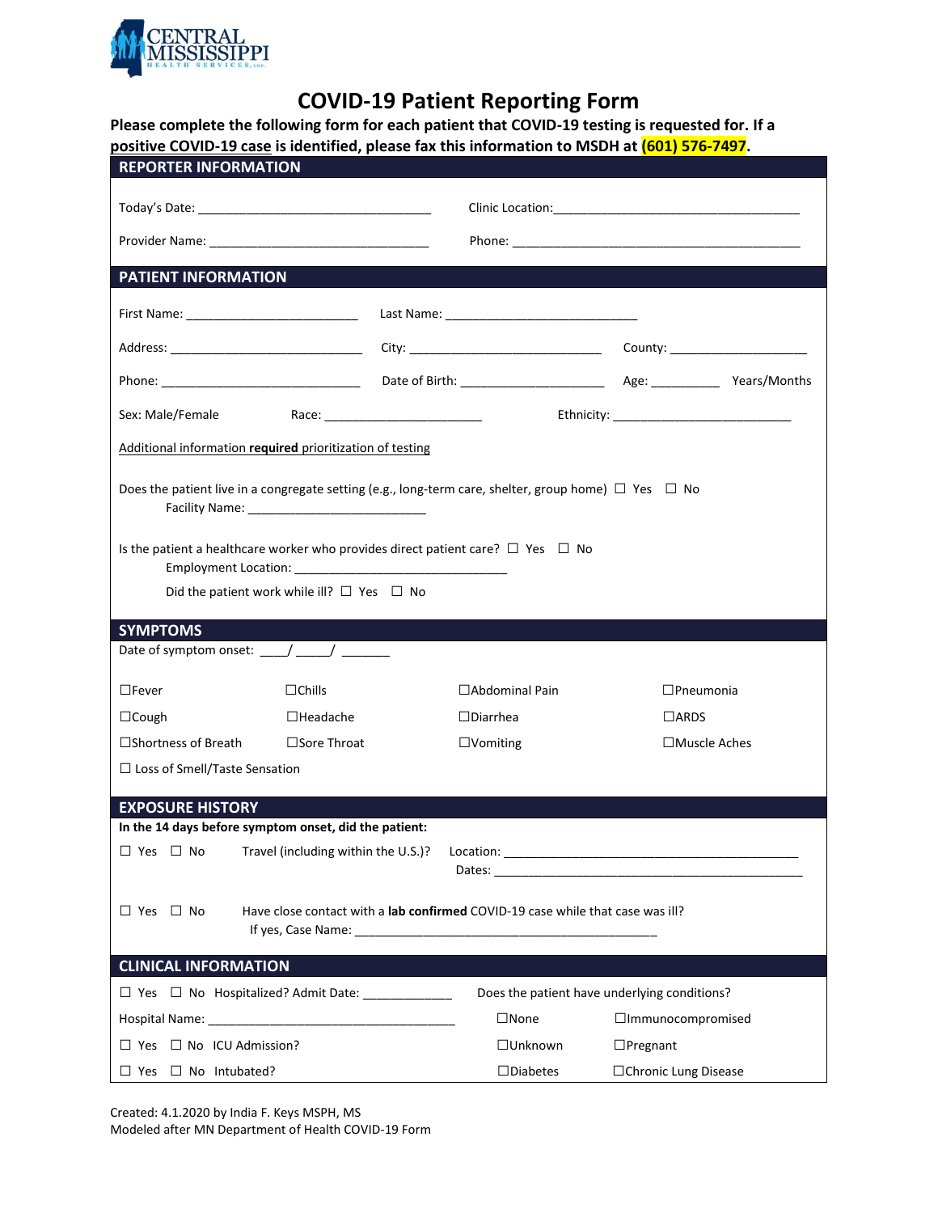CENTRAL MISSISSIPPI HEALTH SERVICES, INC.

# COVID-19 Patient Reporting Form

**Please complete the following form for each patient that COVID-19 testing is requested for. If a positive COVID-19 case is identified, please fax this information to MSDH at (601) 576-7497.**

## REPORTER INFORMATION

Today's Date: ________________________________ Clinic Location: ________________________________

Provider Name: ________________________________ Phone: ________________________________

## PATIENT INFORMATION

First Name: ________________________ Last Name: ________________________

Address: ________________________ City: ________________________ County: ____________________

Phone: ________________________ Date of Birth: ____________________ Age: __________ Years/Months

Sex: Male/Female Race: ______________________ Ethnicity: __________________________

Additional information **required** prioritization of testing

Does the patient live in a congregate setting (e.g., long-term care, shelter, group home) ☐ Yes ☐ No
Facility Name: __________________________

Is the patient a healthcare worker who provides direct patient care? ☐ Yes ☐ No
Employment Location: ______________________________
Did the patient work while ill? ☐ Yes ☐ No

## SYMPTOMS

Date of symptom onset: ____/ _____/ _______

| | | | |
|---|---|---|---|
| ☐Fever | ☐Chills | ☐Abdominal Pain | ☐Pneumonia |
| ☐Cough | ☐Headache | ☐Diarrhea | ☐ARDS |
| ☐Shortness of Breath | ☐Sore Throat | ☐Vomiting | ☐Muscle Aches |
| ☐ Loss of Smell/Taste Sensation | | | |

## EXPOSURE HISTORY

**In the 14 days before symptom onset, did the patient:**

☐ Yes ☐ No Travel (including within the U.S.)? Location: ________________________________________
Dates: ________________________________________

☐ Yes ☐ No Have close contact with a **lab confirmed** COVID-19 case while that case was ill?
If yes, Case Name: ________________________________________

## CLINICAL INFORMATION

☐ Yes ☐ No Hospitalized? Admit Date: _____________

Hospital Name: ____________________________________

☐ Yes ☐ No ICU Admission?

☐ Yes ☐ No Intubated?

Does the patient have underlying conditions?

| | |
|---|---|
| ☐None | ☐Immunocompromised |
| ☐Unknown | ☐Pregnant |
| ☐Diabetes | ☐Chronic Lung Disease |

Created: 4.1.2020 by India F. Keys MSPH, MS
Modeled after MN Department of Health COVID-19 Form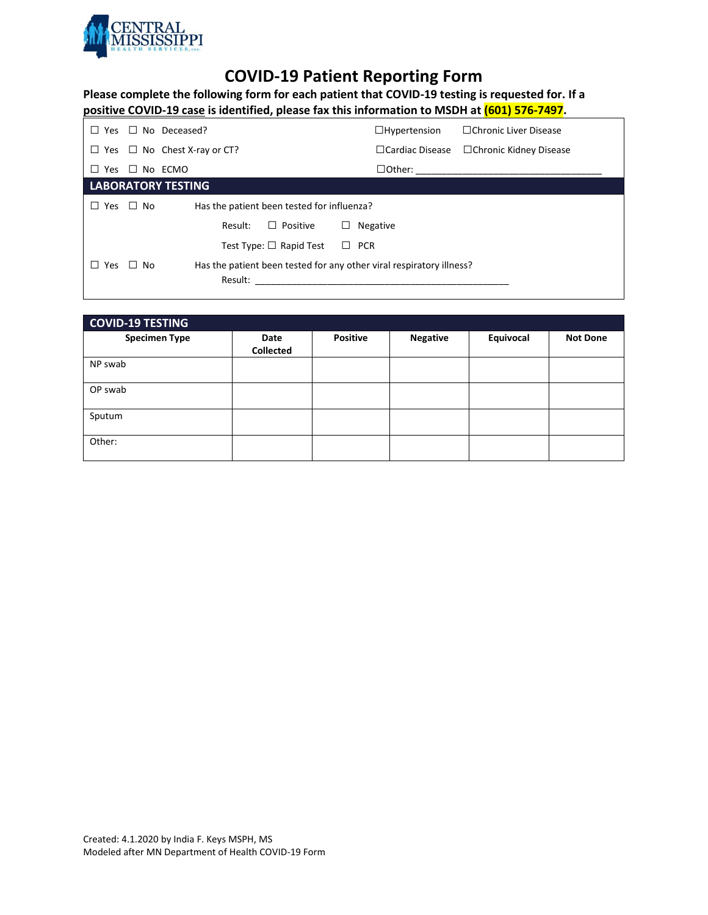CENTRAL MISSISSIPPI HEALTH SERVICES, INC.

# COVID-19 Patient Reporting Form

**Please complete the following form for each patient that COVID-19 testing is requested for. If a positive COVID-19 case is identified, please fax this information to MSDH at (601) 576-7497.**

☐ Yes ☐ No Deceased? ☐Hypertension ☐Chronic Liver Disease

☐ Yes ☐ No Chest X-ray or CT? ☐Cardiac Disease ☐Chronic Kidney Disease

☐ Yes ☐ No ECMO ☐Other: ___________________________________

## LABORATORY TESTING

☐ Yes ☐ No Has the patient been tested for influenza?

Result: ☐ Positive ☐ Negative

Test Type: ☐ Rapid Test ☐ PCR

☐ Yes ☐ No Has the patient been tested for any other viral respiratory illness?

Result: _________________________________________________

## COVID-19 TESTING

| Specimen Type | Date Collected | Positive | Negative | Equivocal | Not Done |
|---|---|---|---|---|---|
| NP swab | | | | | |
| OP swab | | | | | |
| Sputum | | | | | |
| Other: | | | | | |

Created: 4.1.2020 by India F. Keys MSPH, MS
Modeled after MN Department of Health COVID-19 Form